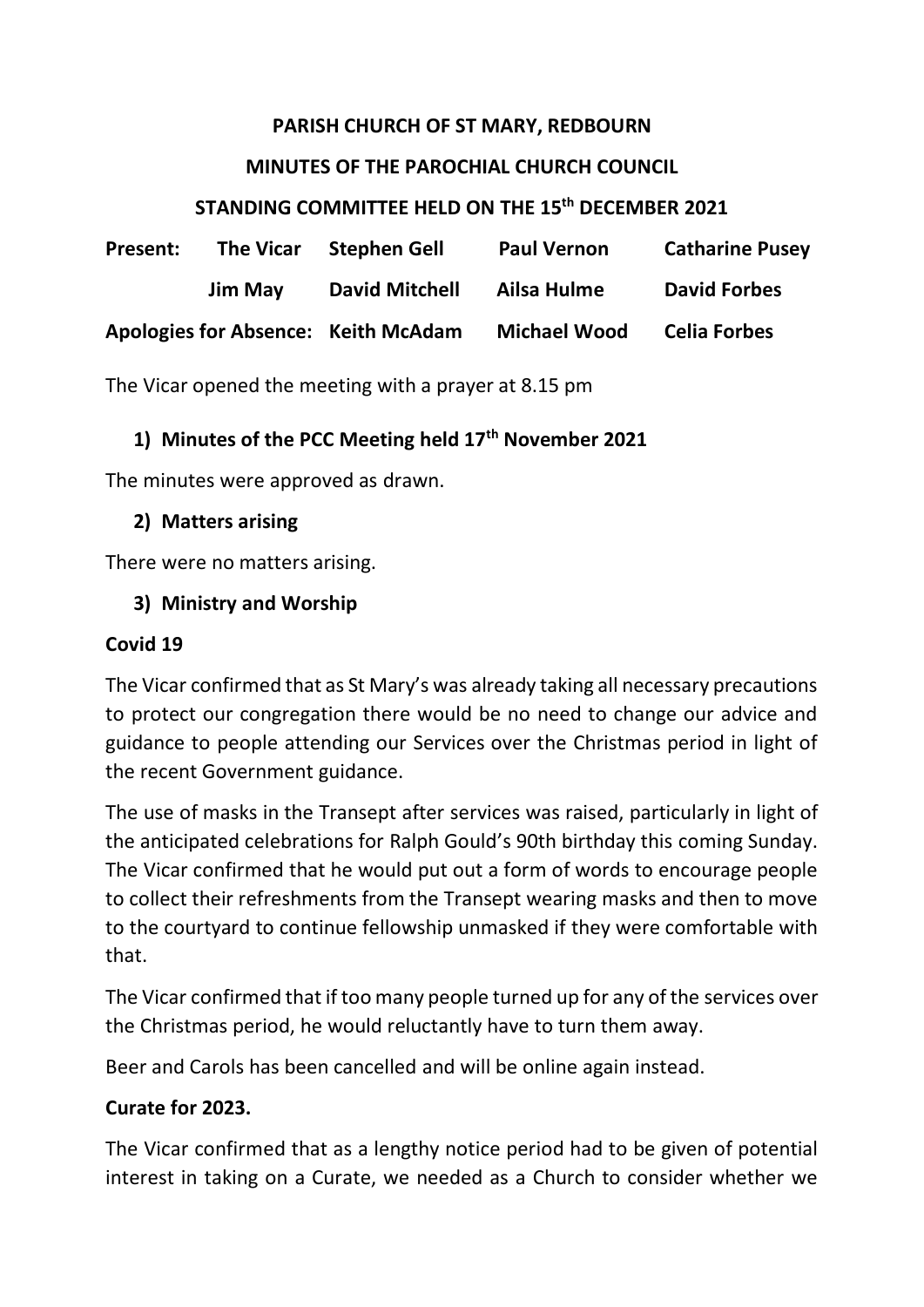**PARISH CHURCH OF ST MARY, REDBOURN**

**MINUTES OF THE PAROCHIAL CHURCH COUNCIL**

**STANDING COMMITTEE HELD ON THE 15th DECEMBER 2021**

| **Present:** | **The Vicar** | **Stephen Gell** | **Paul Vernon** | **Catharine Pusey** |
|---|---|---|---|---|
| | **Jim May** | **David Mitchell** | **Ailsa Hulme** | **David Forbes** |
| **Apologies for Absence:** | | **Keith McAdam** | **Michael Wood** | **Celia Forbes** |

The Vicar opened the meeting with a prayer at 8.15 pm

**1) Minutes of the PCC Meeting held 17th November 2021**

The minutes were approved as drawn.

**2) Matters arising**

There were no matters arising.

**3) Ministry and Worship**

**Covid 19**

The Vicar confirmed that as St Mary's was already taking all necessary precautions to protect our congregation there would be no need to change our advice and guidance to people attending our Services over the Christmas period in light of the recent Government guidance.

The use of masks in the Transept after services was raised, particularly in light of the anticipated celebrations for Ralph Gould's 90th birthday this coming Sunday. The Vicar confirmed that he would put out a form of words to encourage people to collect their refreshments from the Transept wearing masks and then to move to the courtyard to continue fellowship unmasked if they were comfortable with that.

The Vicar confirmed that if too many people turned up for any of the services over the Christmas period, he would reluctantly have to turn them away.

Beer and Carols has been cancelled and will be online again instead.

**Curate for 2023.**

The Vicar confirmed that as a lengthy notice period had to be given of potential interest in taking on a Curate, we needed as a Church to consider whether we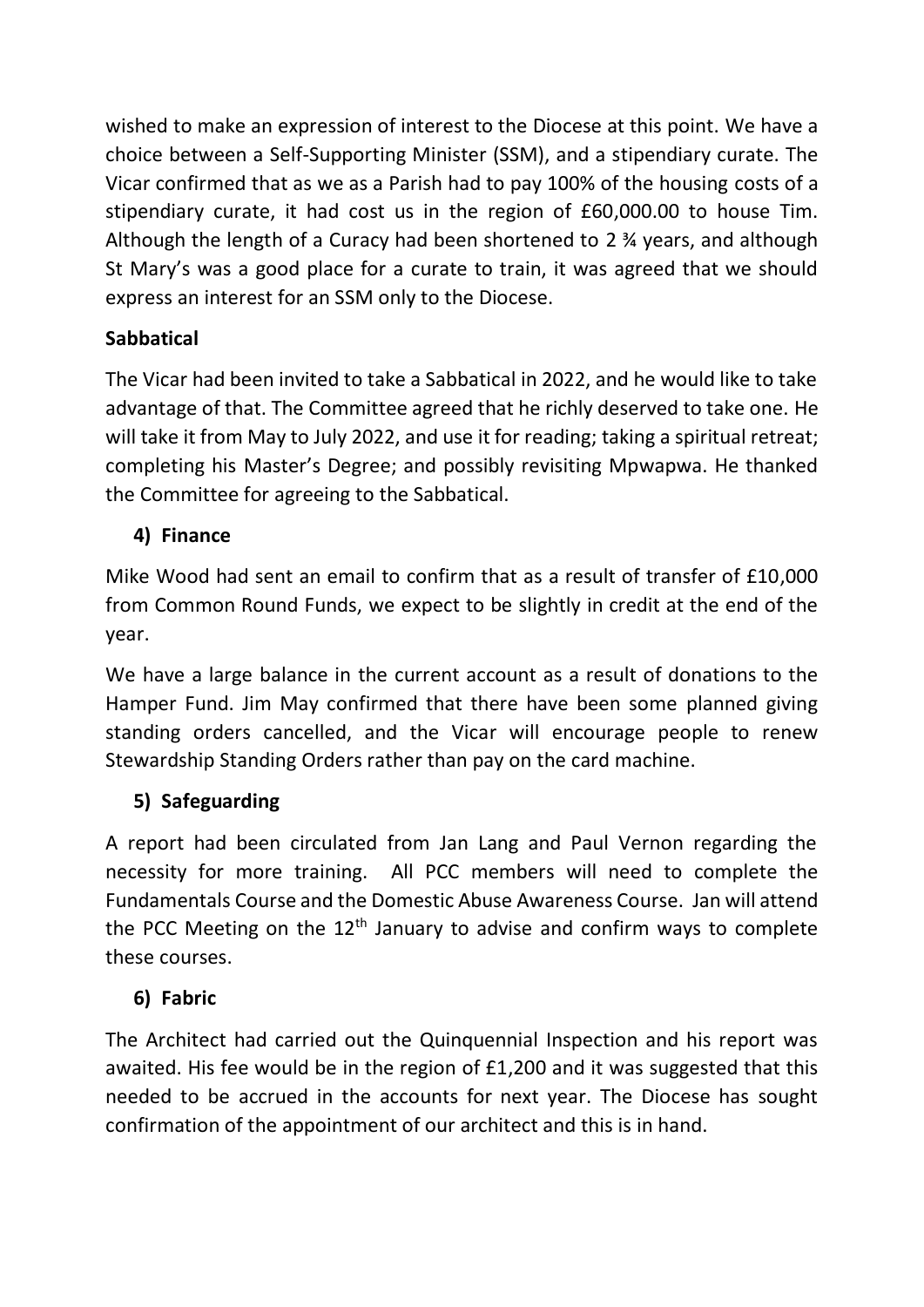wished to make an expression of interest to the Diocese at this point. We have a choice between a Self-Supporting Minister (SSM), and a stipendiary curate. The Vicar confirmed that as we as a Parish had to pay 100% of the housing costs of a stipendiary curate, it had cost us in the region of £60,000.00 to house Tim. Although the length of a Curacy had been shortened to 2 ¾ years, and although St Mary's was a good place for a curate to train, it was agreed that we should express an interest for an SSM only to the Diocese.

**Sabbatical**

The Vicar had been invited to take a Sabbatical in 2022, and he would like to take advantage of that. The Committee agreed that he richly deserved to take one. He will take it from May to July 2022, and use it for reading; taking a spiritual retreat; completing his Master's Degree; and possibly revisiting Mpwapwa. He thanked the Committee for agreeing to the Sabbatical.

4) **Finance**

Mike Wood had sent an email to confirm that as a result of transfer of £10,000 from Common Round Funds, we expect to be slightly in credit at the end of the year.

We have a large balance in the current account as a result of donations to the Hamper Fund. Jim May confirmed that there have been some planned giving standing orders cancelled, and the Vicar will encourage people to renew Stewardship Standing Orders rather than pay on the card machine.

5) **Safeguarding**

A report had been circulated from Jan Lang and Paul Vernon regarding the necessity for more training. All PCC members will need to complete the Fundamentals Course and the Domestic Abuse Awareness Course. Jan will attend the PCC Meeting on the 12th January to advise and confirm ways to complete these courses.

6) **Fabric**

The Architect had carried out the Quinquennial Inspection and his report was awaited. His fee would be in the region of £1,200 and it was suggested that this needed to be accrued in the accounts for next year. The Diocese has sought confirmation of the appointment of our architect and this is in hand.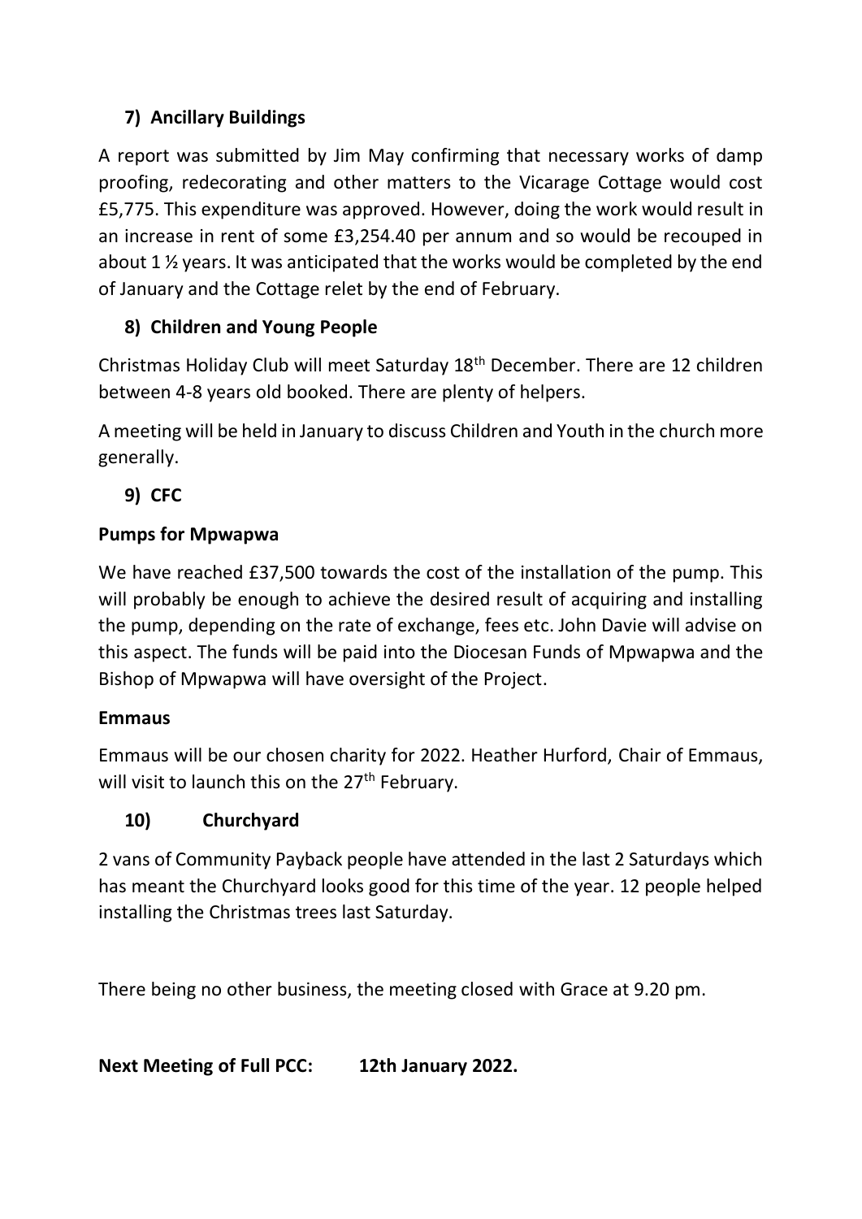## 7) Ancillary Buildings

A report was submitted by Jim May confirming that necessary works of damp proofing, redecorating and other matters to the Vicarage Cottage would cost £5,775. This expenditure was approved. However, doing the work would result in an increase in rent of some £3,254.40 per annum and so would be recouped in about 1 ½ years. It was anticipated that the works would be completed by the end of January and the Cottage relet by the end of February.

## 8) Children and Young People

Christmas Holiday Club will meet Saturday 18th December. There are 12 children between 4-8 years old booked. There are plenty of helpers.

A meeting will be held in January to discuss Children and Youth in the church more generally.

## 9) CFC

**Pumps for Mpwapwa**

We have reached £37,500 towards the cost of the installation of the pump. This will probably be enough to achieve the desired result of acquiring and installing the pump, depending on the rate of exchange, fees etc. John Davie will advise on this aspect. The funds will be paid into the Diocesan Funds of Mpwapwa and the Bishop of Mpwapwa will have oversight of the Project.

**Emmaus**

Emmaus will be our chosen charity for 2022. Heather Hurford, Chair of Emmaus, will visit to launch this on the 27th February.

## 10) Churchyard

2 vans of Community Payback people have attended in the last 2 Saturdays which has meant the Churchyard looks good for this time of the year. 12 people helped installing the Christmas trees last Saturday.

There being no other business, the meeting closed with Grace at 9.20 pm.

**Next Meeting of Full PCC: 12th January 2022.**